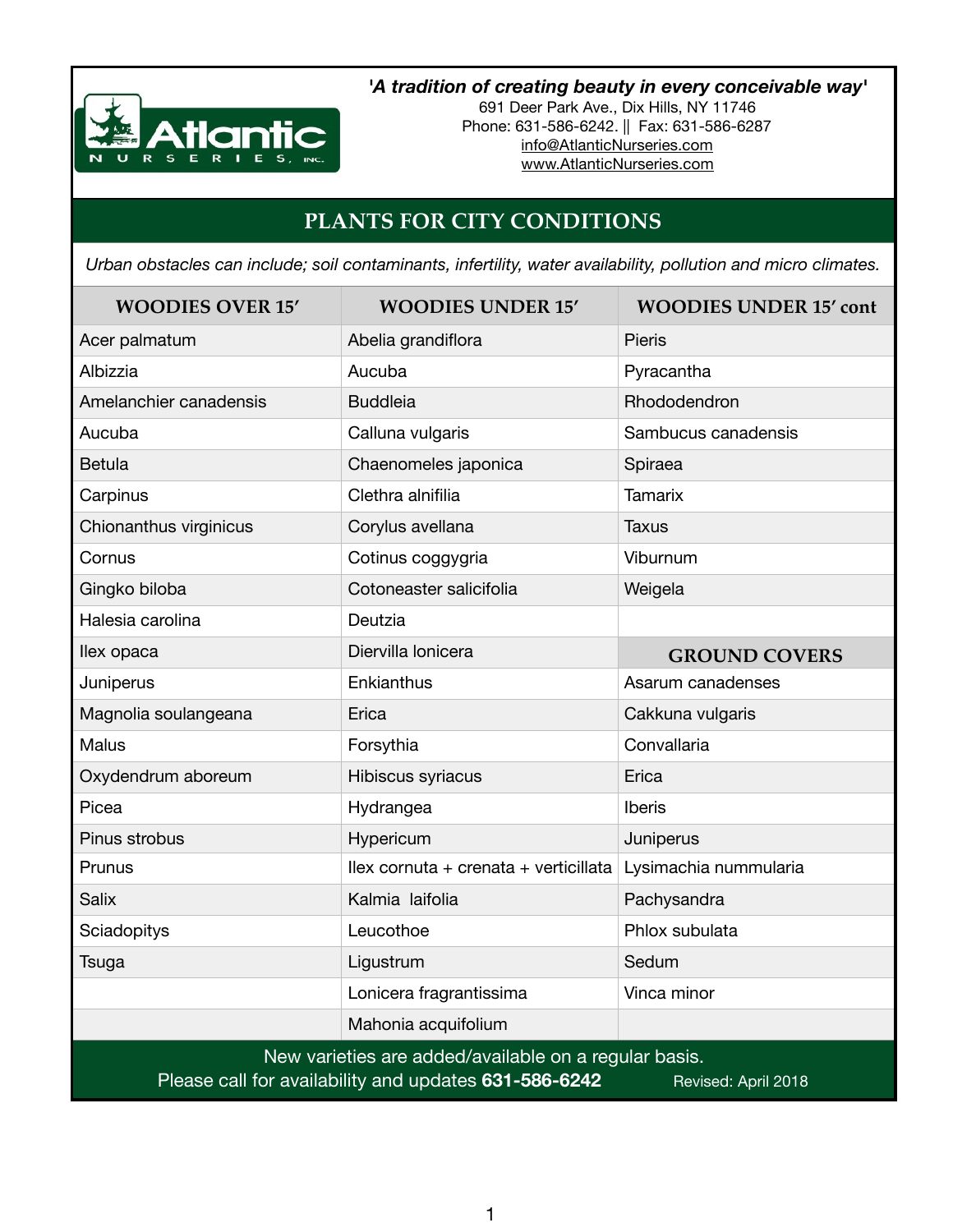Atlantic Nurseries, Inc.

***'A tradition of creating beauty in every conceivable way'***

691 Deer Park Ave., Dix Hills, NY 11746
Phone: 631-586-6242. || Fax: 631-586-6287
info@AtlanticNurseries.com
www.AtlanticNurseries.com

# PLANTS FOR CITY CONDITIONS

*Urban obstacles can include; soil contaminants, infertility, water availability, pollution and micro climates.*

| WOODIES OVER 15' | WOODIES UNDER 15' | WOODIES UNDER 15' cont |
|---|---|---|
| Acer palmatum | Abelia grandiflora | Pieris |
| Albizzia | Aucuba | Pyracantha |
| Amelanchier canadensis | Buddleia | Rhododendron |
| Aucuba | Calluna vulgaris | Sambucus canadensis |
| Betula | Chaenomeles japonica | Spiraea |
| Carpinus | Clethra alnifilia | Tamarix |
| Chionanthus virginicus | Corylus avellana | Taxus |
| Cornus | Cotinus coggygria | Viburnum |
| Gingko biloba | Cotoneaster salicifolia | Weigela |
| Halesia carolina | Deutzia | |
| Ilex opaca | Diervilla lonicera | **GROUND COVERS** |
| Juniperus | Enkianthus | Asarum canadenses |
| Magnolia soulangeana | Erica | Cakkuna vulgaris |
| Malus | Forsythia | Convallaria |
| Oxydendrum aboreum | Hibiscus syriacus | Erica |
| Picea | Hydrangea | Iberis |
| Pinus strobus | Hypericum | Juniperus |
| Prunus | Ilex cornuta + crenata + verticillata | Lysimachia nummularia |
| Salix | Kalmia laifolia | Pachysandra |
| Sciadopitys | Leucothoe | Phlox subulata |
| Tsuga | Ligustrum | Sedum |
| | Lonicera fragrantissima | Vinca minor |
| | Mahonia acquifolium | |

New varieties are added/available on a regular basis.
Please call for availability and updates **631-586-6242** Revised: April 2018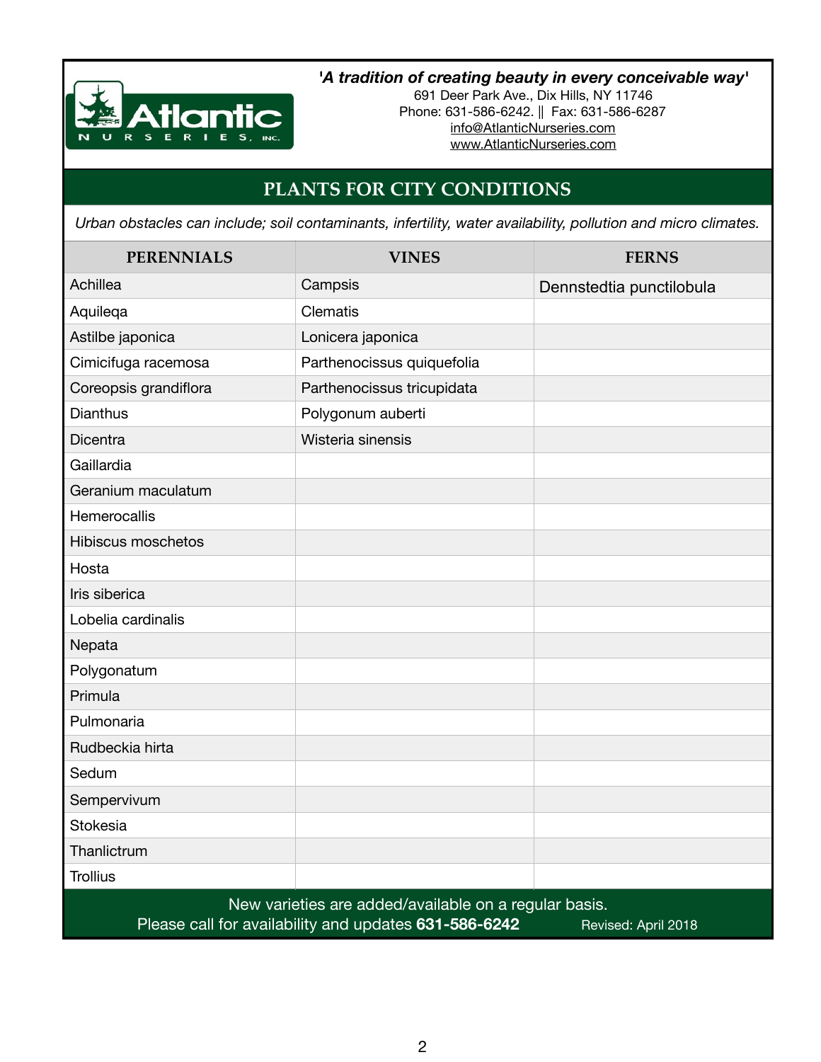Atlantic NURSERIES, INC.

*'**A tradition of creating beauty in every conceivable way**'*
691 Deer Park Ave., Dix Hills, NY 11746
Phone: 631-586-6242. || Fax: 631-586-6287
info@AtlanticNurseries.com
www.AtlanticNurseries.com

## PLANTS FOR CITY CONDITIONS

*Urban obstacles can include; soil contaminants, infertility, water availability, pollution and micro climates.*

| PERENNIALS | VINES | FERNS |
|---|---|---|
| Achillea | Campsis | Dennstedtia punctilobula |
| Aquileqa | Clematis | |
| Astilbe japonica | Lonicera japonica | |
| Cimicifuga racemosa | Parthenocissus quiquefolia | |
| Coreopsis grandiflora | Parthenocissus tricupidata | |
| Dianthus | Polygonum auberti | |
| Dicentra | Wisteria sinensis | |
| Gaillardia | | |
| Geranium maculatum | | |
| Hemerocallis | | |
| Hibiscus moschetos | | |
| Hosta | | |
| Iris siberica | | |
| Lobelia cardinalis | | |
| Nepata | | |
| Polygonatum | | |
| Primula | | |
| Pulmonaria | | |
| Rudbeckia hirta | | |
| Sedum | | |
| Sempervivum | | |
| Stokesia | | |
| Thanlictrum | | |
| Trollius | | |

New varieties are added/available on a regular basis.
Please call for availability and updates **631-586-6242**  Revised: April 2018